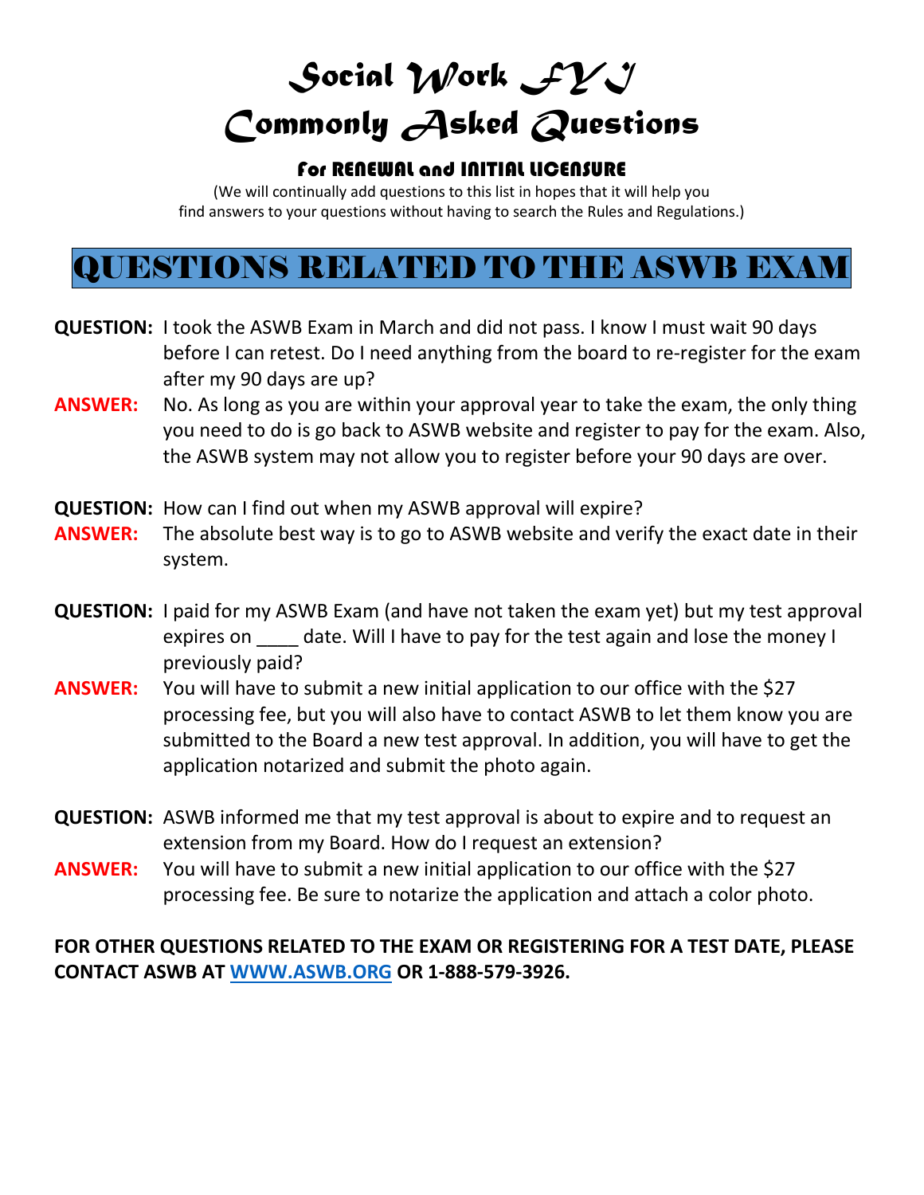# Social Work FYI
# Commonly Asked Questions

### For RENEWAL and INITIAL LICENSURE

(We will continually add questions to this list in hopes that it will help you find answers to your questions without having to search the Rules and Regulations.)

## QUESTIONS RELATED TO THE ASWB EXAM

**QUESTION:** I took the ASWB Exam in March and did not pass. I know I must wait 90 days before I can retest. Do I need anything from the board to re-register for the exam after my 90 days are up?

**ANSWER:** No. As long as you are within your approval year to take the exam, the only thing you need to do is go back to ASWB website and register to pay for the exam. Also, the ASWB system may not allow you to register before your 90 days are over.

**QUESTION:** How can I find out when my ASWB approval will expire?

**ANSWER:** The absolute best way is to go to ASWB website and verify the exact date in their system.

**QUESTION:** I paid for my ASWB Exam (and have not taken the exam yet) but my test approval expires on ____ date. Will I have to pay for the test again and lose the money I previously paid?

**ANSWER:** You will have to submit a new initial application to our office with the $27 processing fee, but you will also have to contact ASWB to let them know you are submitted to the Board a new test approval. In addition, you will have to get the application notarized and submit the photo again.

**QUESTION:** ASWB informed me that my test approval is about to expire and to request an extension from my Board. How do I request an extension?

**ANSWER:** You will have to submit a new initial application to our office with the $27 processing fee. Be sure to notarize the application and attach a color photo.

**FOR OTHER QUESTIONS RELATED TO THE EXAM OR REGISTERING FOR A TEST DATE, PLEASE CONTACT ASWB AT [WWW.ASWB.ORG](http://www.aswb.org) OR 1-888-579-3926.**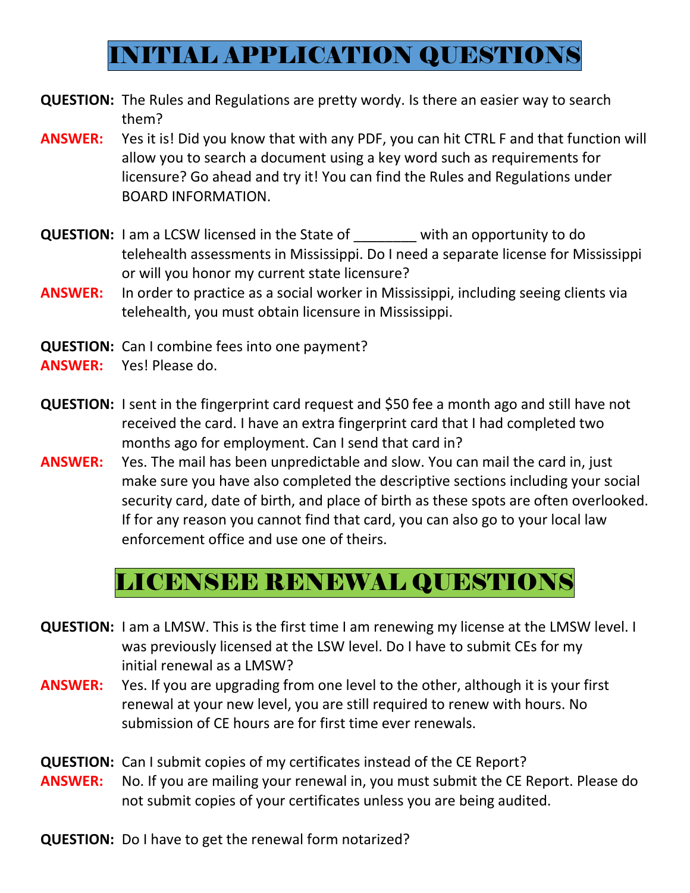# INITIAL APPLICATION QUESTIONS

**QUESTION:** The Rules and Regulations are pretty wordy. Is there an easier way to search them?

**ANSWER:** Yes it is! Did you know that with any PDF, you can hit CTRL F and that function will allow you to search a document using a key word such as requirements for licensure? Go ahead and try it! You can find the Rules and Regulations under BOARD INFORMATION.

**QUESTION:** I am a LCSW licensed in the State of ________ with an opportunity to do telehealth assessments in Mississippi. Do I need a separate license for Mississippi or will you honor my current state licensure?

**ANSWER:** In order to practice as a social worker in Mississippi, including seeing clients via telehealth, you must obtain licensure in Mississippi.

**QUESTION:** Can I combine fees into one payment?

**ANSWER:** Yes! Please do.

**QUESTION:** I sent in the fingerprint card request and $50 fee a month ago and still have not received the card. I have an extra fingerprint card that I had completed two months ago for employment. Can I send that card in?

**ANSWER:** Yes. The mail has been unpredictable and slow. You can mail the card in, just make sure you have also completed the descriptive sections including your social security card, date of birth, and place of birth as these spots are often overlooked. If for any reason you cannot find that card, you can also go to your local law enforcement office and use one of theirs.

# LICENSEE RENEWAL QUESTIONS

**QUESTION:** I am a LMSW. This is the first time I am renewing my license at the LMSW level. I was previously licensed at the LSW level. Do I have to submit CEs for my initial renewal as a LMSW?

**ANSWER:** Yes. If you are upgrading from one level to the other, although it is your first renewal at your new level, you are still required to renew with hours. No submission of CE hours are for first time ever renewals.

**QUESTION:** Can I submit copies of my certificates instead of the CE Report?

**ANSWER:** No. If you are mailing your renewal in, you must submit the CE Report. Please do not submit copies of your certificates unless you are being audited.

**QUESTION:** Do I have to get the renewal form notarized?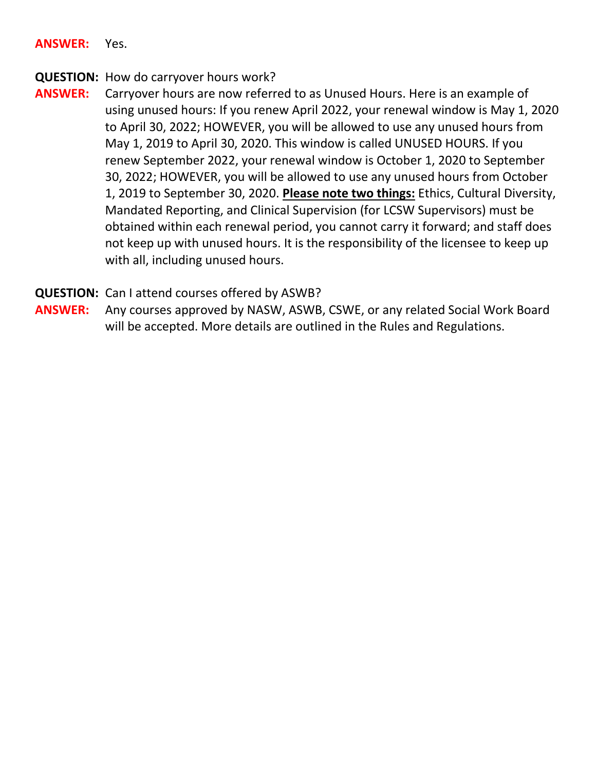**ANSWER:** Yes.

**QUESTION:** How do carryover hours work?

**ANSWER:** Carryover hours are now referred to as Unused Hours. Here is an example of using unused hours: If you renew April 2022, your renewal window is May 1, 2020 to April 30, 2022; HOWEVER, you will be allowed to use any unused hours from May 1, 2019 to April 30, 2020. This window is called UNUSED HOURS. If you renew September 2022, your renewal window is October 1, 2020 to September 30, 2022; HOWEVER, you will be allowed to use any unused hours from October 1, 2019 to September 30, 2020. **Please note two things:** Ethics, Cultural Diversity, Mandated Reporting, and Clinical Supervision (for LCSW Supervisors) must be obtained within each renewal period, you cannot carry it forward; and staff does not keep up with unused hours. It is the responsibility of the licensee to keep up with all, including unused hours.

**QUESTION:** Can I attend courses offered by ASWB?

**ANSWER:** Any courses approved by NASW, ASWB, CSWE, or any related Social Work Board will be accepted. More details are outlined in the Rules and Regulations.